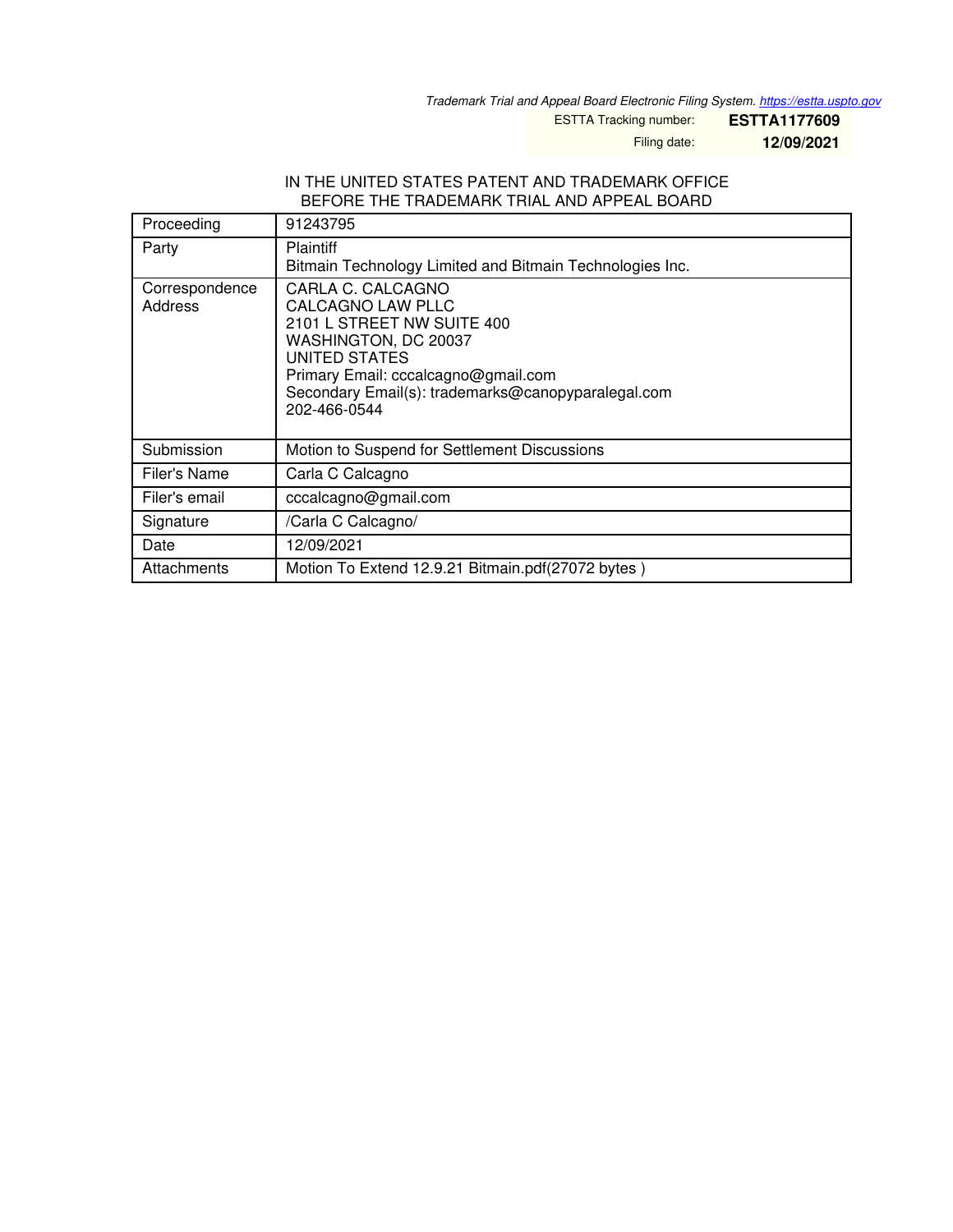*Trademark Trial and Appeal Board Electronic Filing System. https://estta.uspto.gov*

ESTTA Tracking number: **ESTTA1177609**

Filing date: **12/09/2021**

IN THE UNITED STATES PATENT AND TRADEMARK OFFICE
BEFORE THE TRADEMARK TRIAL AND APPEAL BOARD

| | |
|---|---|
| Proceeding | 91243795 |
| Party | Plaintiff<br>Bitmain Technology Limited and Bitmain Technologies Inc. |
| Correspondence Address | CARLA C. CALCAGNO<br>CALCAGNO LAW PLLC<br>2101 L STREET NW SUITE 400<br>WASHINGTON, DC 20037<br>UNITED STATES<br>Primary Email: cccalcagno@gmail.com<br>Secondary Email(s): trademarks@canopyparalegal.com<br>202-466-0544 |
| Submission | Motion to Suspend for Settlement Discussions |
| Filer's Name | Carla C Calcagno |
| Filer's email | cccalcagno@gmail.com |
| Signature | /Carla C Calcagno/ |
| Date | 12/09/2021 |
| Attachments | Motion To Extend 12.9.21 Bitmain.pdf(27072 bytes ) |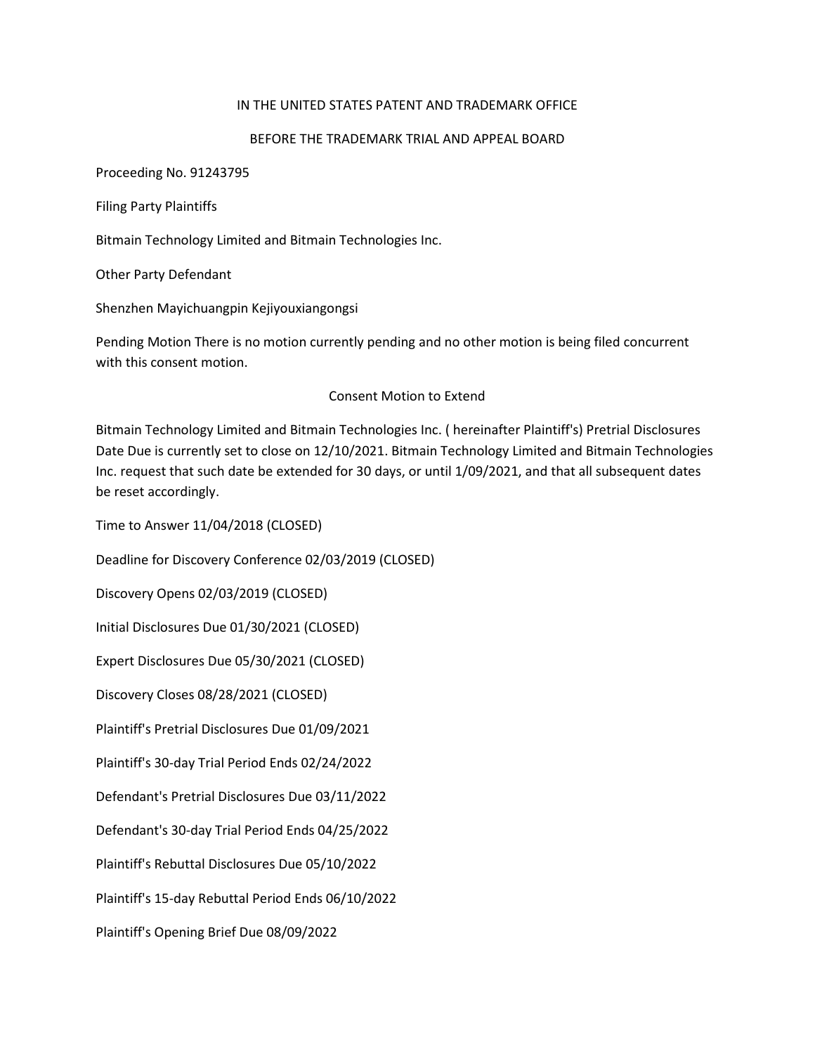IN THE UNITED STATES PATENT AND TRADEMARK OFFICE

BEFORE THE TRADEMARK TRIAL AND APPEAL BOARD

Proceeding No. 91243795

Filing Party Plaintiffs

Bitmain Technology Limited and Bitmain Technologies Inc.

Other Party Defendant

Shenzhen Mayichuangpin Kejiyouxiangongsi

Pending Motion There is no motion currently pending and no other motion is being filed concurrent with this consent motion.

Consent Motion to Extend

Bitmain Technology Limited and Bitmain Technologies Inc. ( hereinafter Plaintiff's) Pretrial Disclosures Date Due is currently set to close on 12/10/2021. Bitmain Technology Limited and Bitmain Technologies Inc. request that such date be extended for 30 days, or until 1/09/2021, and that all subsequent dates be reset accordingly.

Time to Answer 11/04/2018 (CLOSED)

Deadline for Discovery Conference 02/03/2019 (CLOSED)

Discovery Opens 02/03/2019 (CLOSED)

Initial Disclosures Due 01/30/2021 (CLOSED)

Expert Disclosures Due 05/30/2021 (CLOSED)

Discovery Closes 08/28/2021 (CLOSED)

Plaintiff's Pretrial Disclosures Due 01/09/2021

Plaintiff's 30-day Trial Period Ends 02/24/2022

Defendant's Pretrial Disclosures Due 03/11/2022

Defendant's 30-day Trial Period Ends 04/25/2022

Plaintiff's Rebuttal Disclosures Due 05/10/2022

Plaintiff's 15-day Rebuttal Period Ends 06/10/2022

Plaintiff's Opening Brief Due 08/09/2022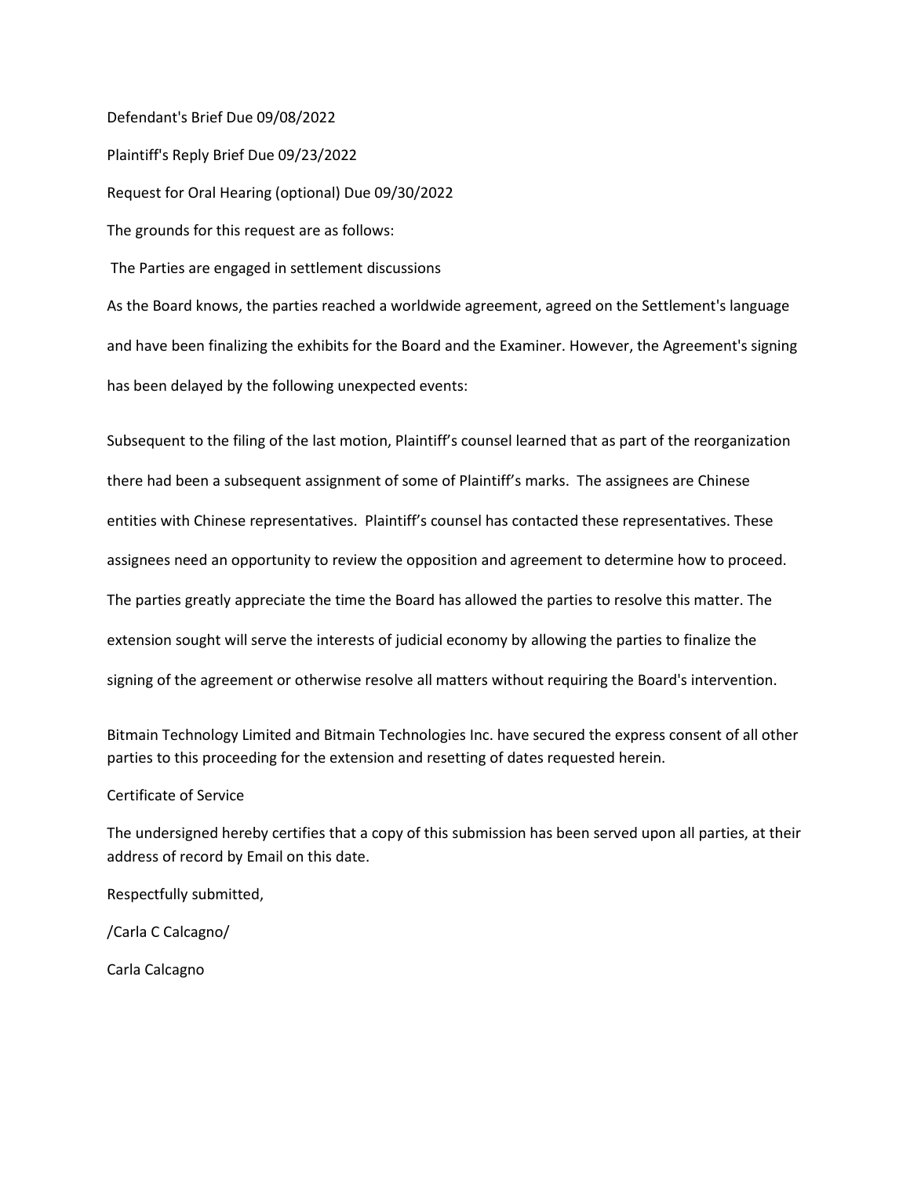Defendant's Brief Due 09/08/2022

Plaintiff's Reply Brief Due 09/23/2022

Request for Oral Hearing (optional) Due 09/30/2022

The grounds for this request are as follows:

The Parties are engaged in settlement discussions

As the Board knows, the parties reached a worldwide agreement, agreed on the Settlement's language and have been finalizing the exhibits for the Board and the Examiner. However, the Agreement's signing has been delayed by the following unexpected events:

Subsequent to the filing of the last motion, Plaintiff's counsel learned that as part of the reorganization there had been a subsequent assignment of some of Plaintiff's marks. The assignees are Chinese entities with Chinese representatives. Plaintiff's counsel has contacted these representatives. These assignees need an opportunity to review the opposition and agreement to determine how to proceed. The parties greatly appreciate the time the Board has allowed the parties to resolve this matter. The extension sought will serve the interests of judicial economy by allowing the parties to finalize the signing of the agreement or otherwise resolve all matters without requiring the Board's intervention.

Bitmain Technology Limited and Bitmain Technologies Inc. have secured the express consent of all other parties to this proceeding for the extension and resetting of dates requested herein.

Certificate of Service

The undersigned hereby certifies that a copy of this submission has been served upon all parties, at their address of record by Email on this date.

Respectfully submitted,

/Carla C Calcagno/

Carla Calcagno